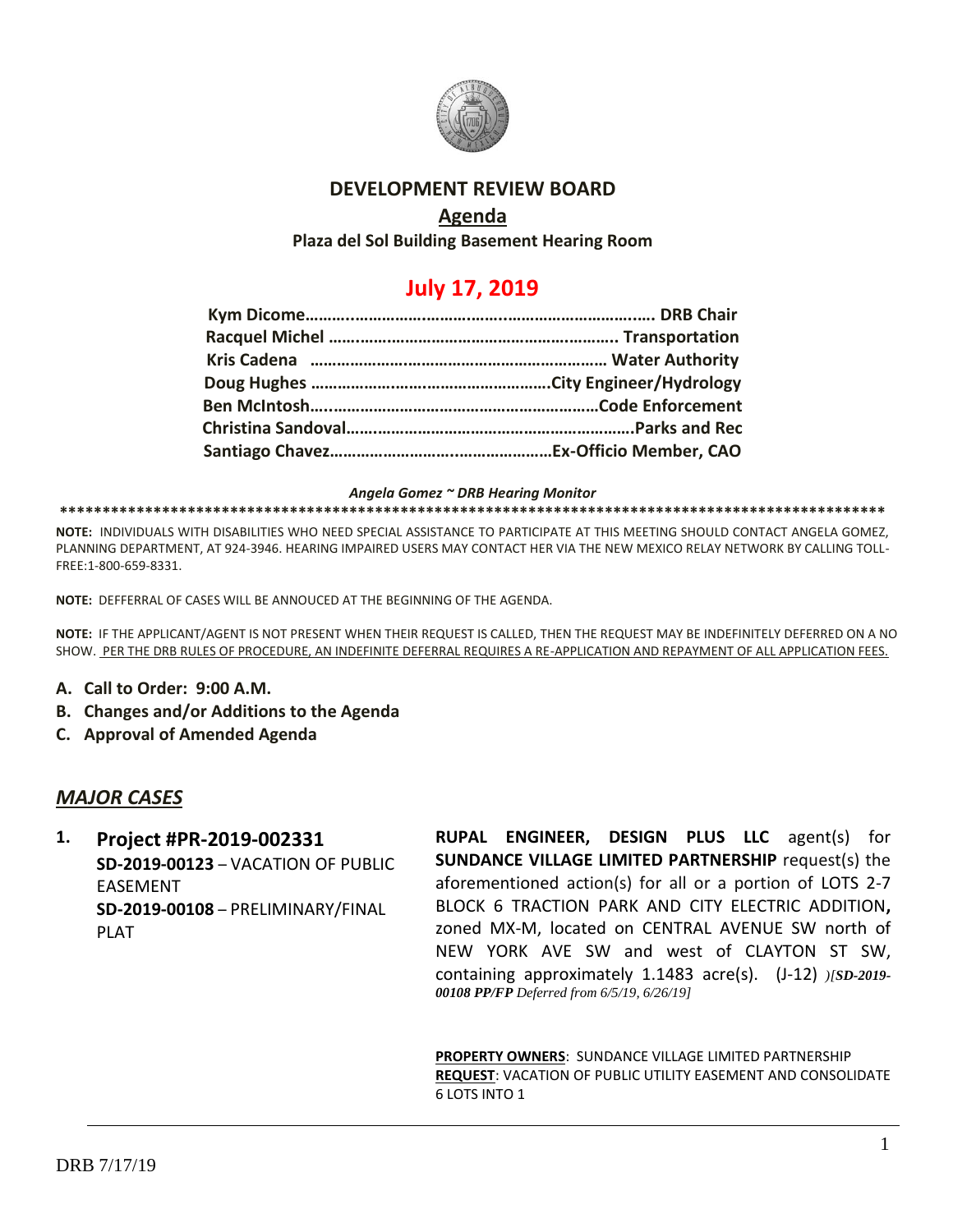# DEVELOPMENT REVIEW BOARD

## Agenda

**Plaza del Sol Building Basement Hearing Room**

## July 17, 2019

**Kym Dicome……..………………………..…………………………..…. DRB Chair**
**Racquel Michel ……………………………………………………….. Transportation**
**Kris Cadena …………………………………………………………… Water Authority**
**Doug Hughes ………………..……………………………….City Engineer/Hydrology**
**Ben McIntosh….……………………………………………………Code Enforcement**
**Christina Sandoval…….…………………………………………………….Parks and Rec**
**Santiago Chavez………………………….……………………Ex-Officio Member, CAO**

*Angela Gomez ~ DRB Hearing Monitor*

**\*\*\*\*\*\*\*\*\*\*\*\*\*\*\*\*\*\*\*\*\*\*\*\*\*\*\*\*\*\*\*\*\*\*\*\*\*\*\*\*\*\*\*\*\*\*\*\*\*\*\*\*\*\*\*\*\*\*\*\*\*\*\*\*\*\*\*\*\*\*\*\*\*\*\*\*\*\*\*\*\*\*\*\*\*\*\*\*\*\*\*\***

**NOTE:** INDIVIDUALS WITH DISABILITIES WHO NEED SPECIAL ASSISTANCE TO PARTICIPATE AT THIS MEETING SHOULD CONTACT ANGELA GOMEZ, PLANNING DEPARTMENT, AT 924-3946. HEARING IMPAIRED USERS MAY CONTACT HER VIA THE NEW MEXICO RELAY NETWORK BY CALLING TOLL-FREE:1-800-659-8331.

**NOTE:** DEFFERRAL OF CASES WILL BE ANNOUCED AT THE BEGINNING OF THE AGENDA.

**NOTE:** IF THE APPLICANT/AGENT IS NOT PRESENT WHEN THEIR REQUEST IS CALLED, THEN THE REQUEST MAY BE INDEFINITELY DEFERRED ON A NO SHOW. PER THE DRB RULES OF PROCEDURE, AN INDEFINITE DEFERRAL REQUIRES A RE-APPLICATION AND REPAYMENT OF ALL APPLICATION FEES.

- **A. Call to Order: 9:00 A.M.**
- **B. Changes and/or Additions to the Agenda**
- **C. Approval of Amended Agenda**

## *MAJOR CASES*

**1. Project #PR-2019-002331**
**SD-2019-00123** – VACATION OF PUBLIC EASEMENT
**SD-2019-00108** – PRELIMINARY/FINAL PLAT

**RUPAL ENGINEER, DESIGN PLUS LLC** agent(s) for **SUNDANCE VILLAGE LIMITED PARTNERSHIP** request(s) the aforementioned action(s) for all or a portion of LOTS 2-7 BLOCK 6 TRACTION PARK AND CITY ELECTRIC ADDITION**,** zoned MX-M, located on CENTRAL AVENUE SW north of NEW YORK AVE SW and west of CLAYTON ST SW, containing approximately 1.1483 acre(s). (J-12) *)[SD-2019-00108 PP/FP Deferred from 6/5/19, 6/26/19]*

**PROPERTY OWNERS**: SUNDANCE VILLAGE LIMITED PARTNERSHIP
**REQUEST**: VACATION OF PUBLIC UTILITY EASEMENT AND CONSOLIDATE 6 LOTS INTO 1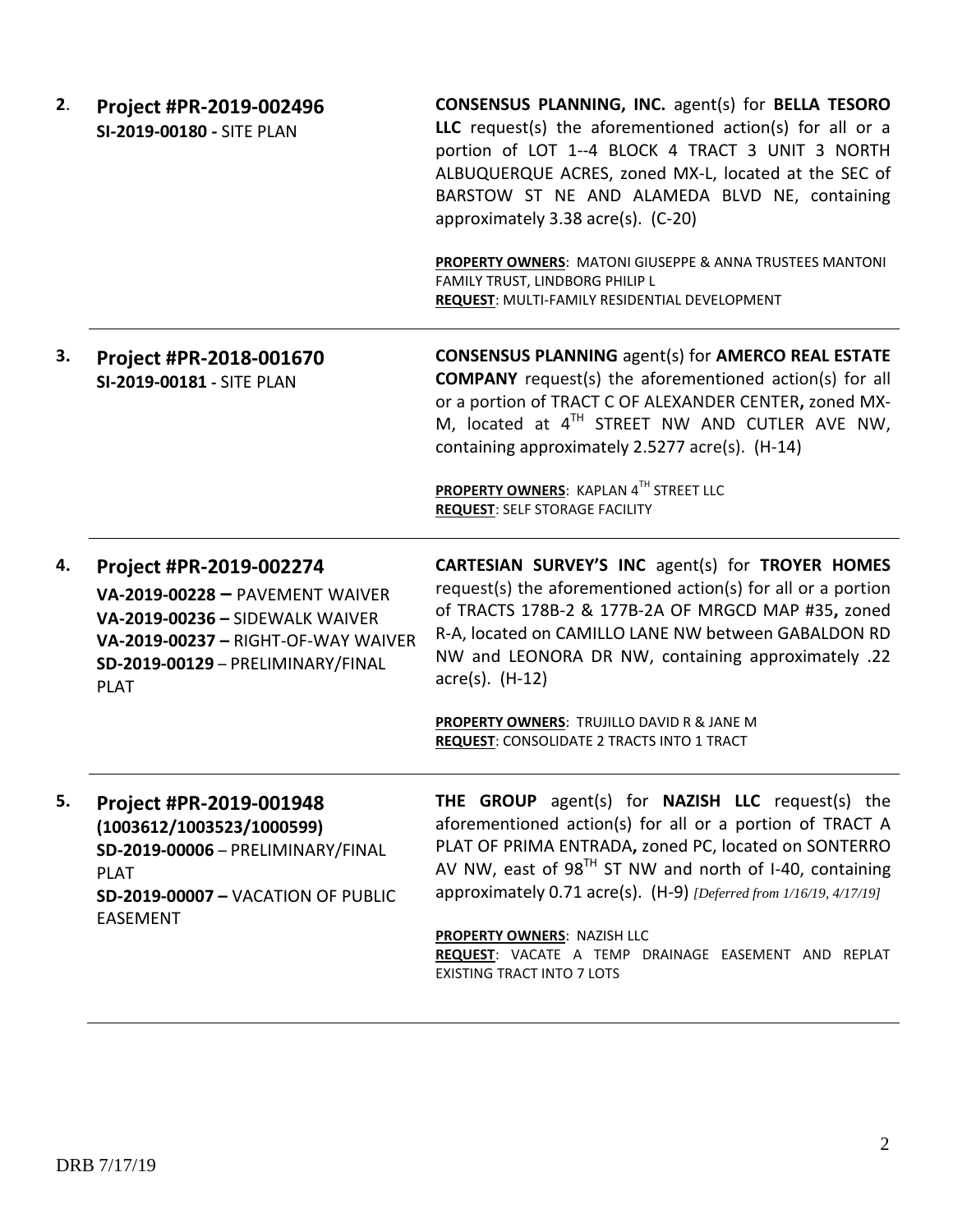**2.** **Project #PR-2019-002496**
**SI-2019-00180 -** SITE PLAN

**CONSENSUS PLANNING, INC.** agent(s) for **BELLA TESORO LLC** request(s) the aforementioned action(s) for all or a portion of LOT 1--4 BLOCK 4 TRACT 3 UNIT 3 NORTH ALBUQUERQUE ACRES, zoned MX-L, located at the SEC of BARSTOW ST NE AND ALAMEDA BLVD NE, containing approximately 3.38 acre(s). (C-20)

**PROPERTY OWNERS**: MATONI GIUSEPPE & ANNA TRUSTEES MANTONI FAMILY TRUST, LINDBORG PHILIP L
**REQUEST**: MULTI-FAMILY RESIDENTIAL DEVELOPMENT

---

**3.** **Project #PR-2018-001670**
**SI-2019-00181 -** SITE PLAN

**CONSENSUS PLANNING** agent(s) for **AMERCO REAL ESTATE COMPANY** request(s) the aforementioned action(s) for all or a portion of TRACT C OF ALEXANDER CENTER**,** zoned MX-M, located at 4TH STREET NW AND CUTLER AVE NW, containing approximately 2.5277 acre(s). (H-14)

**PROPERTY OWNERS**: KAPLAN 4TH STREET LLC
**REQUEST**: SELF STORAGE FACILITY

---

**4.** **Project #PR-2019-002274**
**VA-2019-00228 –** PAVEMENT WAIVER
**VA-2019-00236 –** SIDEWALK WAIVER
**VA-2019-00237 –** RIGHT-OF-WAY WAIVER
**SD-2019-00129** – PRELIMINARY/FINAL PLAT

**CARTESIAN SURVEY'S INC** agent(s) for **TROYER HOMES** request(s) the aforementioned action(s) for all or a portion of TRACTS 178B-2 & 177B-2A OF MRGCD MAP #35**,** zoned R-A, located on CAMILLO LANE NW between GABALDON RD NW and LEONORA DR NW, containing approximately .22 acre(s). (H-12)

**PROPERTY OWNERS**: TRUJILLO DAVID R & JANE M
**REQUEST**: CONSOLIDATE 2 TRACTS INTO 1 TRACT

---

**5.** **Project #PR-2019-001948**
**(1003612/1003523/1000599)**
**SD-2019-00006** – PRELIMINARY/FINAL PLAT
**SD-2019-00007 –** VACATION OF PUBLIC EASEMENT

**THE GROUP** agent(s) for **NAZISH LLC** request(s) the aforementioned action(s) for all or a portion of TRACT A PLAT OF PRIMA ENTRADA**,** zoned PC, located on SONTERRO AV NW, east of 98TH ST NW and north of I-40, containing approximately 0.71 acre(s). (H-9) *[Deferred from 1/16/19, 4/17/19]*

**PROPERTY OWNERS**: NAZISH LLC
**REQUEST**: VACATE A TEMP DRAINAGE EASEMENT AND REPLAT EXISTING TRACT INTO 7 LOTS

---

DRB 7/17/19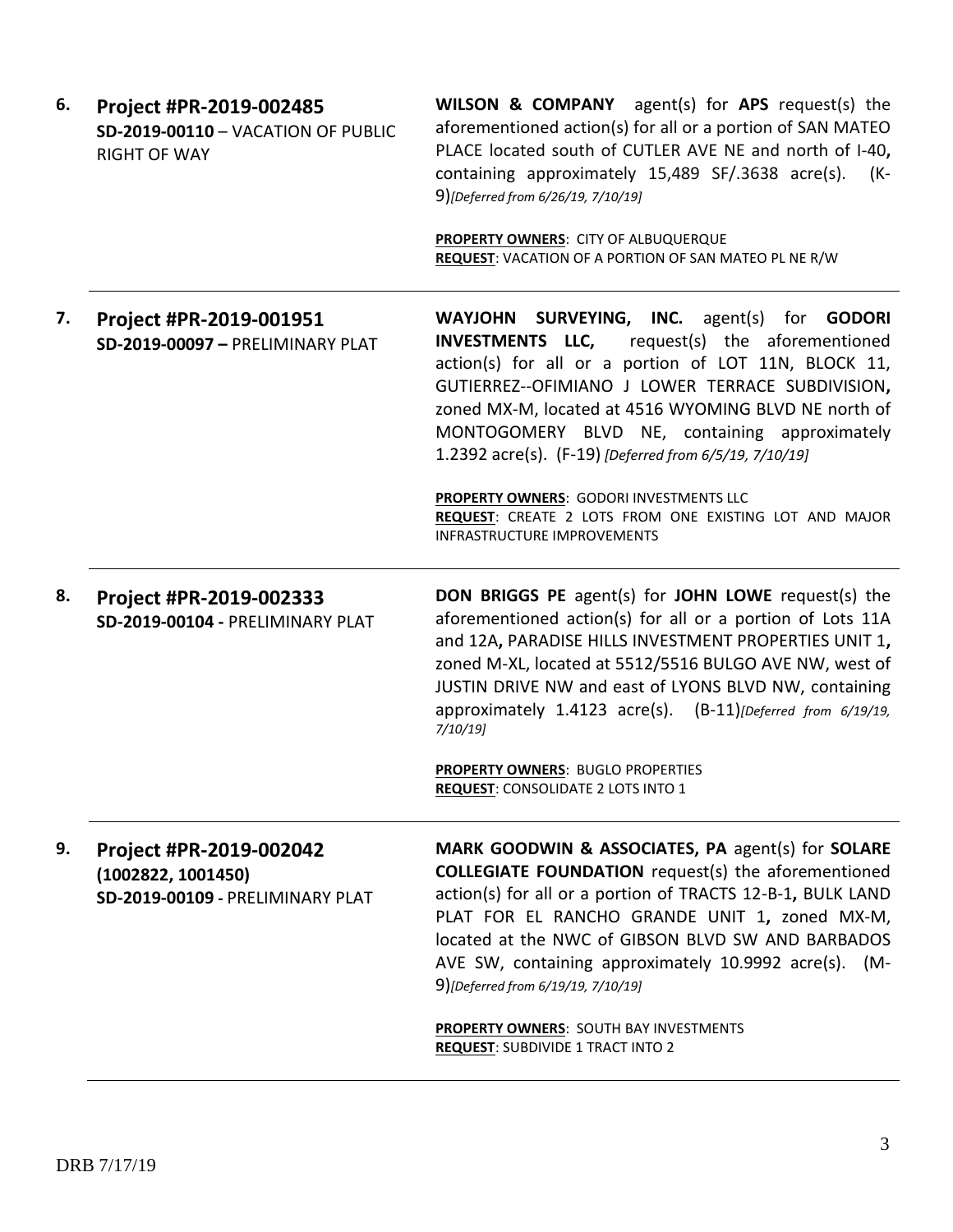6. **Project #PR-2019-002485**
**SD-2019-00110** – VACATION OF PUBLIC RIGHT OF WAY

**WILSON & COMPANY** agent(s) for **APS** request(s) the aforementioned action(s) for all or a portion of SAN MATEO PLACE located south of CUTLER AVE NE and north of I-40**,** containing approximately 15,489 SF/.3638 acre(s). (K-9)*[Deferred from 6/26/19, 7/10/19]*

**PROPERTY OWNERS**: CITY OF ALBUQUERQUE
**REQUEST**: VACATION OF A PORTION OF SAN MATEO PL NE R/W

---

7. **Project #PR-2019-001951**
**SD-2019-00097 –** PRELIMINARY PLAT

**WAYJOHN SURVEYING, INC.** agent(s) for **GODORI INVESTMENTS LLC,** request(s) the aforementioned action(s) for all or a portion of LOT 11N, BLOCK 11, GUTIERREZ--OFIMIANO J LOWER TERRACE SUBDIVISION**,** zoned MX-M, located at 4516 WYOMING BLVD NE north of MONTOGOMERY BLVD NE, containing approximately 1.2392 acre(s). (F-19) *[Deferred from 6/5/19, 7/10/19]*

**PROPERTY OWNERS**: GODORI INVESTMENTS LLC
**REQUEST**: CREATE 2 LOTS FROM ONE EXISTING LOT AND MAJOR INFRASTRUCTURE IMPROVEMENTS

---

8. **Project #PR-2019-002333**
**SD-2019-00104 -** PRELIMINARY PLAT

**DON BRIGGS PE** agent(s) for **JOHN LOWE** request(s) the aforementioned action(s) for all or a portion of Lots 11A and 12A**,** PARADISE HILLS INVESTMENT PROPERTIES UNIT 1**,** zoned M-XL, located at 5512/5516 BULGO AVE NW, west of JUSTIN DRIVE NW and east of LYONS BLVD NW, containing approximately 1.4123 acre(s). (B-11)*[Deferred from 6/19/19, 7/10/19]*

**PROPERTY OWNERS**: BUGLO PROPERTIES
**REQUEST**: CONSOLIDATE 2 LOTS INTO 1

---

9. **Project #PR-2019-002042**
**(1002822, 1001450)**
**SD-2019-00109 -** PRELIMINARY PLAT

**MARK GOODWIN & ASSOCIATES, PA** agent(s) for **SOLARE COLLEGIATE FOUNDATION** request(s) the aforementioned action(s) for all or a portion of TRACTS 12-B-1**,** BULK LAND PLAT FOR EL RANCHO GRANDE UNIT 1**,** zoned MX-M, located at the NWC of GIBSON BLVD SW AND BARBADOS AVE SW, containing approximately 10.9992 acre(s). (M-9)*[Deferred from 6/19/19, 7/10/19]*

**PROPERTY OWNERS**: SOUTH BAY INVESTMENTS
**REQUEST**: SUBDIVIDE 1 TRACT INTO 2

---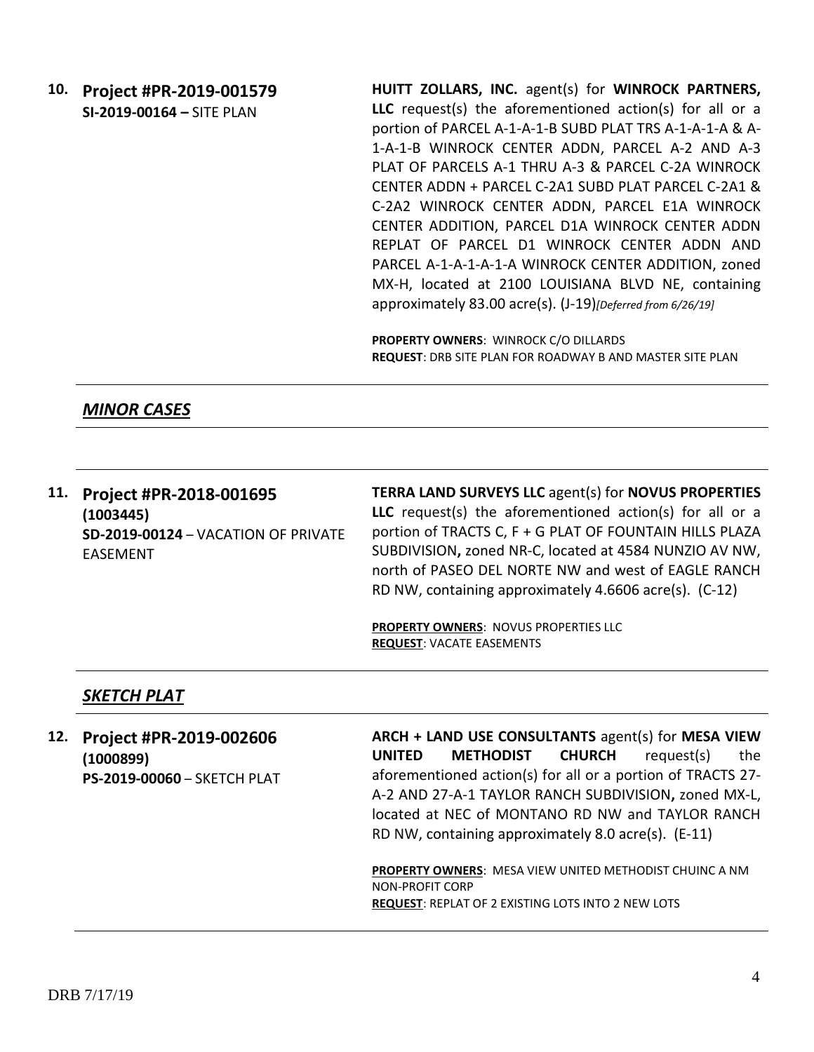**10. Project #PR-2019-001579**
**SI-2019-00164 –** SITE PLAN

**HUITT ZOLLARS, INC.** agent(s) for **WINROCK PARTNERS, LLC** request(s) the aforementioned action(s) for all or a portion of PARCEL A-1-A-1-B SUBD PLAT TRS A-1-A-1-A & A-1-A-1-B WINROCK CENTER ADDN, PARCEL A-2 AND A-3 PLAT OF PARCELS A-1 THRU A-3 & PARCEL C-2A WINROCK CENTER ADDN + PARCEL C-2A1 SUBD PLAT PARCEL C-2A1 & C-2A2 WINROCK CENTER ADDN, PARCEL E1A WINROCK CENTER ADDITION, PARCEL D1A WINROCK CENTER ADDN REPLAT OF PARCEL D1 WINROCK CENTER ADDN AND PARCEL A-1-A-1-A-1-A WINROCK CENTER ADDITION, zoned MX-H, located at 2100 LOUISIANA BLVD NE, containing approximately 83.00 acre(s). (J-19)*[Deferred from 6/26/19]*

**PROPERTY OWNERS**: WINROCK C/O DILLARDS
**REQUEST**: DRB SITE PLAN FOR ROADWAY B AND MASTER SITE PLAN

---

## ***MINOR CASES***

---

**11. Project #PR-2018-001695**
**(1003445)**
**SD-2019-00124** – VACATION OF PRIVATE EASEMENT

**TERRA LAND SURVEYS LLC** agent(s) for **NOVUS PROPERTIES LLC** request(s) the aforementioned action(s) for all or a portion of TRACTS C, F + G PLAT OF FOUNTAIN HILLS PLAZA SUBDIVISION**,** zoned NR-C, located at 4584 NUNZIO AV NW, north of PASEO DEL NORTE NW and west of EAGLE RANCH RD NW, containing approximately 4.6606 acre(s). (C-12)

**PROPERTY OWNERS**: NOVUS PROPERTIES LLC
**REQUEST**: VACATE EASEMENTS

---

## ***SKETCH PLAT***

---

**12. Project #PR-2019-002606**
**(1000899)**
**PS-2019-00060** – SKETCH PLAT

**ARCH + LAND USE CONSULTANTS** agent(s) for **MESA VIEW UNITED METHODIST CHURCH** request(s) the aforementioned action(s) for all or a portion of TRACTS 27-A-2 AND 27-A-1 TAYLOR RANCH SUBDIVISION**,** zoned MX-L, located at NEC of MONTANO RD NW and TAYLOR RANCH RD NW, containing approximately 8.0 acre(s). (E-11)

**PROPERTY OWNERS**: MESA VIEW UNITED METHODIST CHUINC A NM NON-PROFIT CORP
**REQUEST**: REPLAT OF 2 EXISTING LOTS INTO 2 NEW LOTS

---

DRB 7/17/19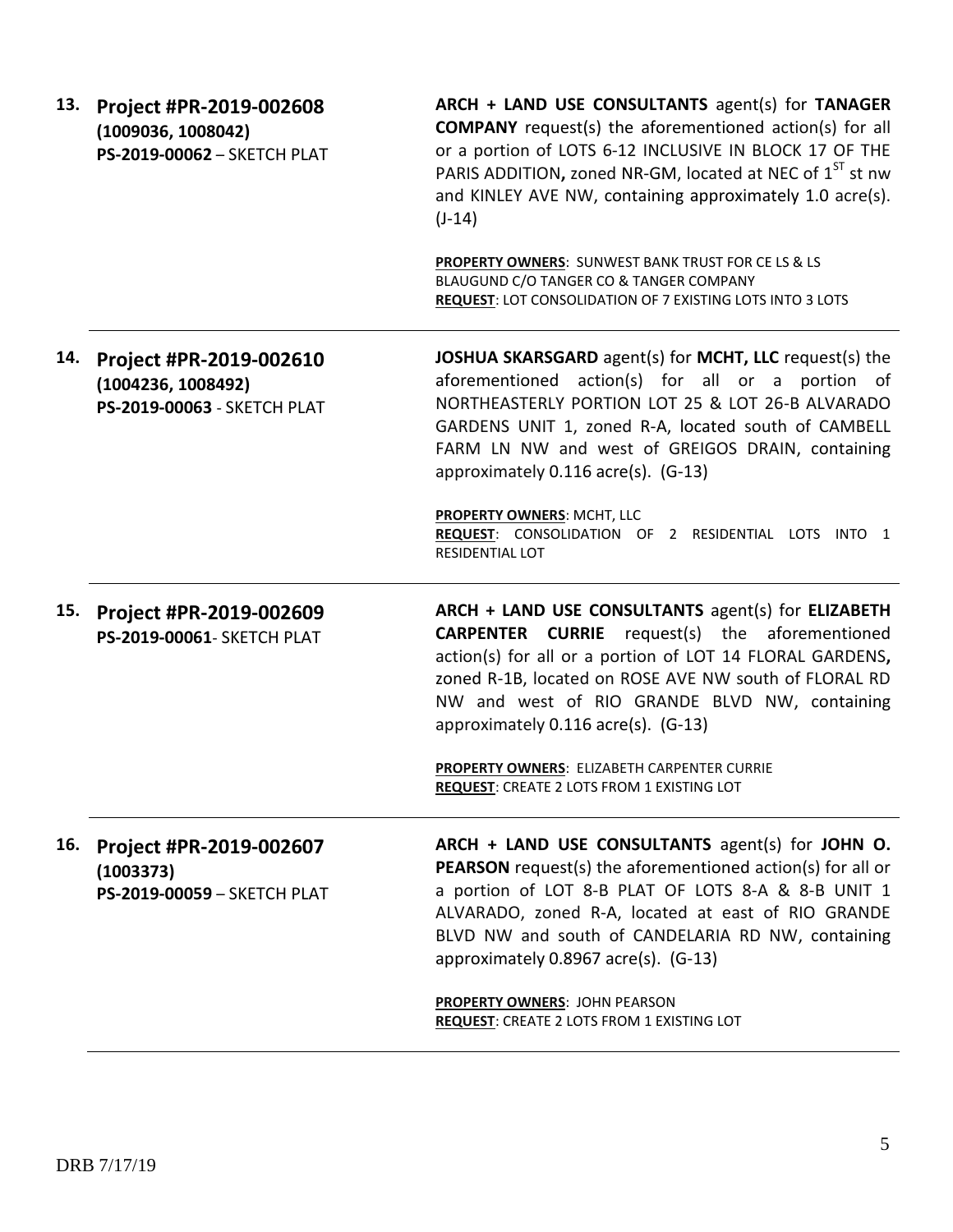13. **Project #PR-2019-002608**
**(1009036, 1008042)**
**PS-2019-00062** – SKETCH PLAT

**ARCH + LAND USE CONSULTANTS** agent(s) for **TANAGER COMPANY** request(s) the aforementioned action(s) for all or a portion of LOTS 6-12 INCLUSIVE IN BLOCK 17 OF THE PARIS ADDITION**,** zoned NR-GM, located at NEC of 1$^{ST}$ st nw and KINLEY AVE NW, containing approximately 1.0 acre(s). (J-14)

**PROPERTY OWNERS**: SUNWEST BANK TRUST FOR CE LS & LS BLAUGUND C/O TANGER CO & TANGER COMPANY
**REQUEST**: LOT CONSOLIDATION OF 7 EXISTING LOTS INTO 3 LOTS

---

14. **Project #PR-2019-002610**
**(1004236, 1008492)**
**PS-2019-00063** - SKETCH PLAT

**JOSHUA SKARSGARD** agent(s) for **MCHT, LLC** request(s) the aforementioned action(s) for all or a portion of NORTHEASTERLY PORTION LOT 25 & LOT 26-B ALVARADO GARDENS UNIT 1, zoned R-A, located south of CAMBELL FARM LN NW and west of GREIGOS DRAIN, containing approximately 0.116 acre(s). (G-13)

**PROPERTY OWNERS**: MCHT, LLC
**REQUEST**: CONSOLIDATION OF 2 RESIDENTIAL LOTS INTO 1 RESIDENTIAL LOT

---

15. **Project #PR-2019-002609**
**PS-2019-00061**- SKETCH PLAT

**ARCH + LAND USE CONSULTANTS** agent(s) for **ELIZABETH CARPENTER CURRIE** request(s) the aforementioned action(s) for all or a portion of LOT 14 FLORAL GARDENS**,** zoned R-1B, located on ROSE AVE NW south of FLORAL RD NW and west of RIO GRANDE BLVD NW, containing approximately 0.116 acre(s). (G-13)

**PROPERTY OWNERS**: ELIZABETH CARPENTER CURRIE
**REQUEST**: CREATE 2 LOTS FROM 1 EXISTING LOT

---

16. **Project #PR-2019-002607**
**(1003373)**
**PS-2019-00059** – SKETCH PLAT

**ARCH + LAND USE CONSULTANTS** agent(s) for **JOHN O. PEARSON** request(s) the aforementioned action(s) for all or a portion of LOT 8-B PLAT OF LOTS 8-A & 8-B UNIT 1 ALVARADO, zoned R-A, located at east of RIO GRANDE BLVD NW and south of CANDELARIA RD NW, containing approximately 0.8967 acre(s). (G-13)

**PROPERTY OWNERS**: JOHN PEARSON
**REQUEST**: CREATE 2 LOTS FROM 1 EXISTING LOT

---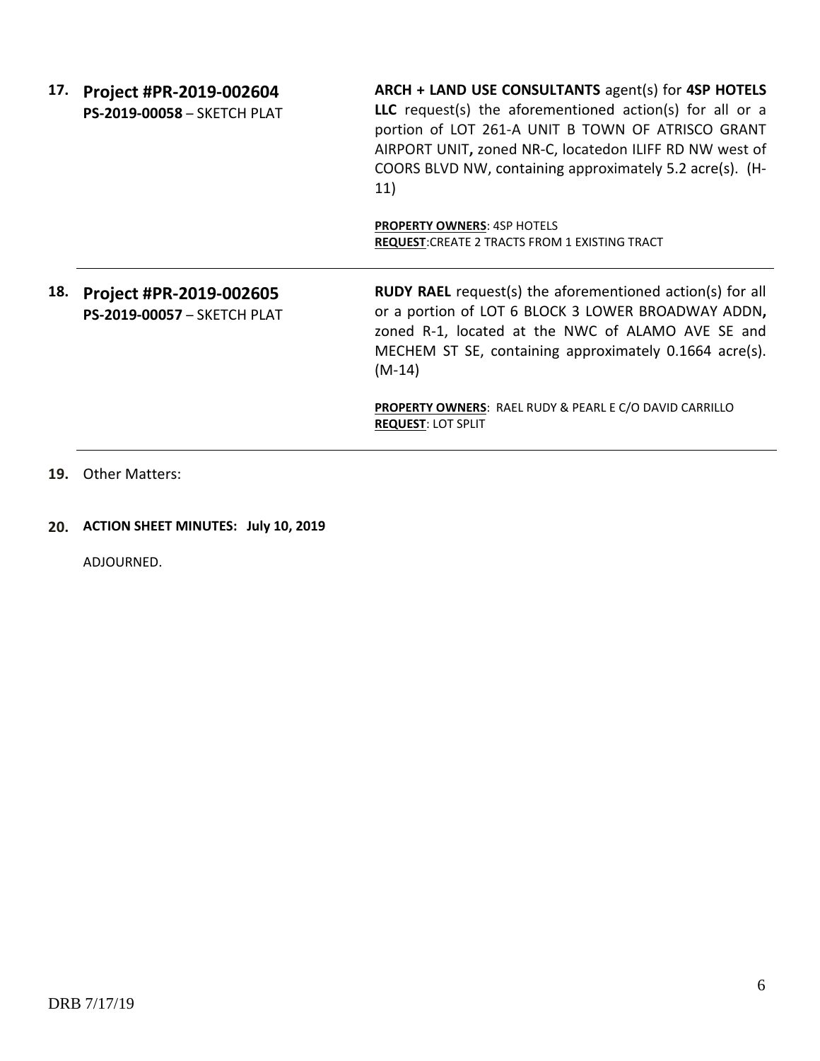**17. Project #PR-2019-002604**
**PS-2019-00058** – SKETCH PLAT

**ARCH + LAND USE CONSULTANTS** agent(s) for **4SP HOTELS LLC** request(s) the aforementioned action(s) for all or a portion of LOT 261-A UNIT B TOWN OF ATRISCO GRANT AIRPORT UNIT**,** zoned NR-C, locatedon ILIFF RD NW west of COORS BLVD NW, containing approximately 5.2 acre(s). (H-11)

**PROPERTY OWNERS**: 4SP HOTELS
**REQUEST**:CREATE 2 TRACTS FROM 1 EXISTING TRACT

---

**18. Project #PR-2019-002605**
**PS-2019-00057** – SKETCH PLAT

**RUDY RAEL** request(s) the aforementioned action(s) for all or a portion of LOT 6 BLOCK 3 LOWER BROADWAY ADDN**,** zoned R-1, located at the NWC of ALAMO AVE SE and MECHEM ST SE, containing approximately 0.1664 acre(s). (M-14)

**PROPERTY OWNERS**: RAEL RUDY & PEARL E C/O DAVID CARRILLO
**REQUEST**: LOT SPLIT

---

**19.** Other Matters:

**20. ACTION SHEET MINUTES: July 10, 2019**

ADJOURNED.